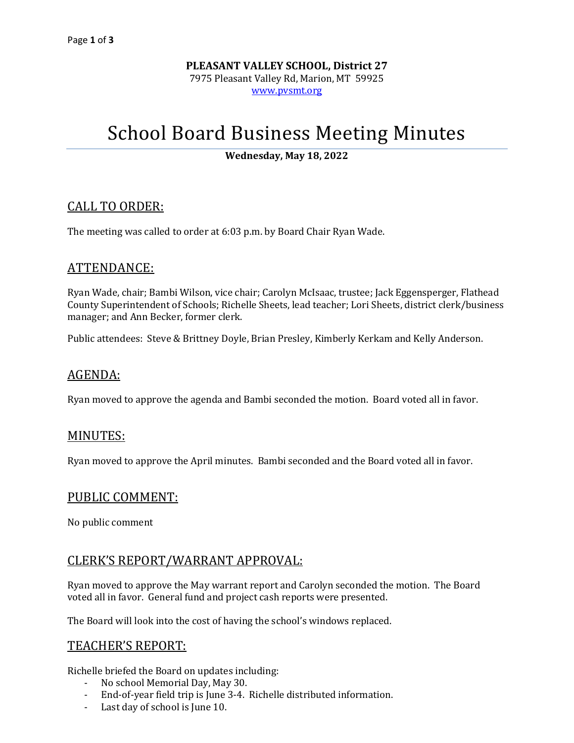**PLEASANT VALLEY SCHOOL, District 27**
7975 Pleasant Valley Rd, Marion, MT 59925
www.pvsmt.org

# School Board Business Meeting Minutes

**Wednesday, May 18, 2022**

## CALL TO ORDER:

The meeting was called to order at 6:03 p.m. by Board Chair Ryan Wade.

## ATTENDANCE:

Ryan Wade, chair; Bambi Wilson, vice chair; Carolyn McIsaac, trustee; Jack Eggensperger, Flathead County Superintendent of Schools; Richelle Sheets, lead teacher; Lori Sheets, district clerk/business manager; and Ann Becker, former clerk.

Public attendees: Steve & Brittney Doyle, Brian Presley, Kimberly Kerkam and Kelly Anderson.

## AGENDA:

Ryan moved to approve the agenda and Bambi seconded the motion. Board voted all in favor.

## MINUTES:

Ryan moved to approve the April minutes. Bambi seconded and the Board voted all in favor.

## PUBLIC COMMENT:

No public comment

## CLERK'S REPORT/WARRANT APPROVAL:

Ryan moved to approve the May warrant report and Carolyn seconded the motion. The Board voted all in favor. General fund and project cash reports were presented.

The Board will look into the cost of having the school's windows replaced.

## TEACHER'S REPORT:

Richelle briefed the Board on updates including:

- No school Memorial Day, May 30.
- End-of-year field trip is June 3-4. Richelle distributed information.
- Last day of school is June 10.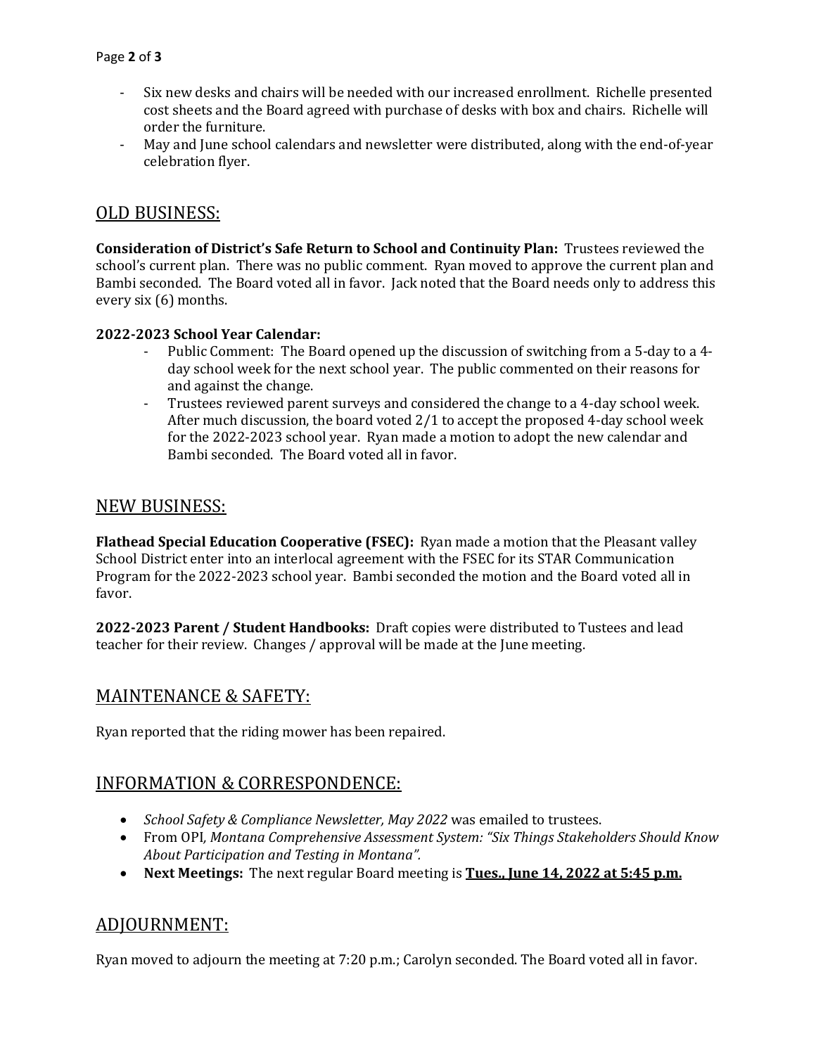- Six new desks and chairs will be needed with our increased enrollment. Richelle presented cost sheets and the Board agreed with purchase of desks with box and chairs. Richelle will order the furniture.
- May and June school calendars and newsletter were distributed, along with the end-of-year celebration flyer.

## OLD BUSINESS:

**Consideration of District's Safe Return to School and Continuity Plan:** Trustees reviewed the school's current plan. There was no public comment. Ryan moved to approve the current plan and Bambi seconded. The Board voted all in favor. Jack noted that the Board needs only to address this every six (6) months.

**2022-2023 School Year Calendar:**

- Public Comment: The Board opened up the discussion of switching from a 5-day to a 4-day school week for the next school year. The public commented on their reasons for and against the change.
- Trustees reviewed parent surveys and considered the change to a 4-day school week. After much discussion, the board voted 2/1 to accept the proposed 4-day school week for the 2022-2023 school year. Ryan made a motion to adopt the new calendar and Bambi seconded. The Board voted all in favor.

## NEW BUSINESS:

**Flathead Special Education Cooperative (FSEC):** Ryan made a motion that the Pleasant valley School District enter into an interlocal agreement with the FSEC for its STAR Communication Program for the 2022-2023 school year. Bambi seconded the motion and the Board voted all in favor.

**2022-2023 Parent / Student Handbooks:** Draft copies were distributed to Tustees and lead teacher for their review. Changes / approval will be made at the June meeting.

## MAINTENANCE & SAFETY:

Ryan reported that the riding mower has been repaired.

## INFORMATION & CORRESPONDENCE:

- *School Safety & Compliance Newsletter, May 2022* was emailed to trustees.
- From OPI, *Montana Comprehensive Assessment System: "Six Things Stakeholders Should Know About Participation and Testing in Montana".*
- **Next Meetings:** The next regular Board meeting is **<u>Tues., June 14, 2022 at 5:45 p.m.</u>**

## ADJOURNMENT:

Ryan moved to adjourn the meeting at 7:20 p.m.; Carolyn seconded. The Board voted all in favor.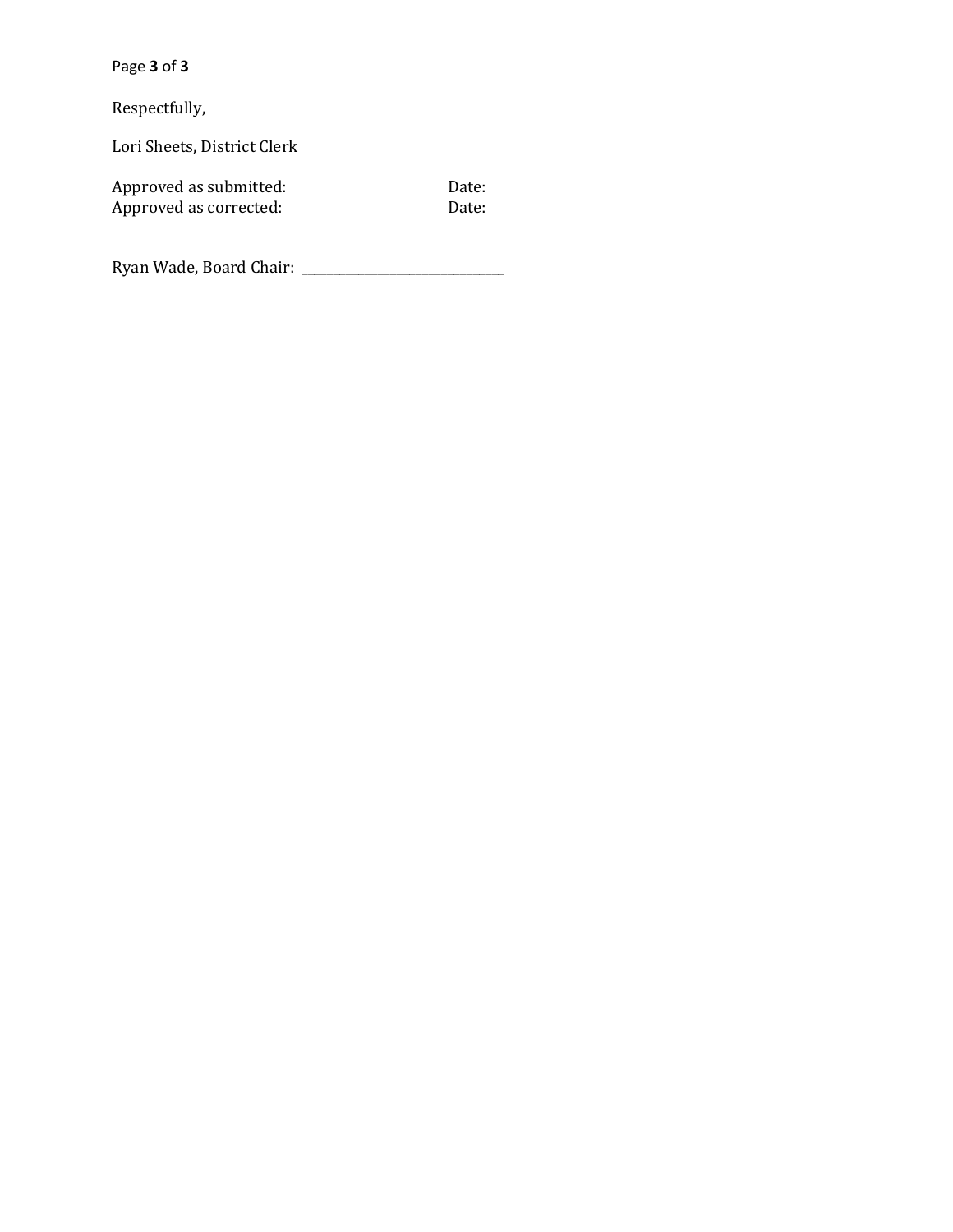Respectfully,

Lori Sheets, District Clerk

| | |
|---|---|
| Approved as submitted: | Date: |
| Approved as corrected: | Date: |

Ryan Wade, Board Chair: ______________________________